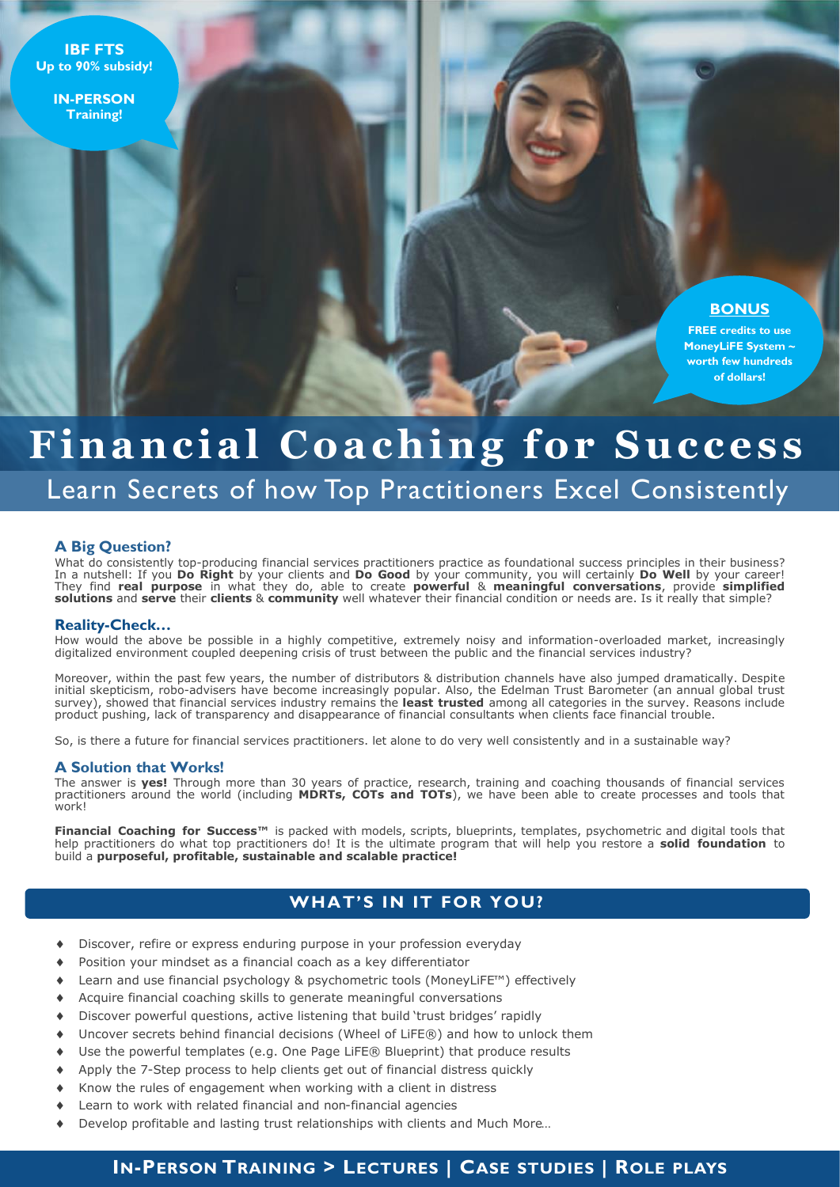**IBF FTS**
**Up to 90% subsidy!**

**IN-PERSON**
**Training!**

**BONUS**
**FREE credits to use MoneyLiFE System ~ worth few hundreds of dollars!**

# Financial Coaching for Success

## Learn Secrets of how Top Practitioners Excel Consistently

### A Big Question?

What do consistently top-producing financial services practitioners practice as foundational success principles in their business? In a nutshell: If you **Do Right** by your clients and **Do Good** by your community, you will certainly **Do Well** by your career! They find **real purpose** in what they do, able to create **powerful** & **meaningful conversations**, provide **simplified solutions** and **serve** their **clients** & **community** well whatever their financial condition or needs are. Is it really that simple?

### Reality-Check…

How would the above be possible in a highly competitive, extremely noisy and information-overloaded market, increasingly digitalized environment coupled deepening crisis of trust between the public and the financial services industry?

Moreover, within the past few years, the number of distributors & distribution channels have also jumped dramatically. Despite initial skepticism, robo-advisers have become increasingly popular. Also, the Edelman Trust Barometer (an annual global trust survey), showed that financial services industry remains the **least trusted** among all categories in the survey. Reasons include product pushing, lack of transparency and disappearance of financial consultants when clients face financial trouble.

So, is there a future for financial services practitioners. let alone to do very well consistently and in a sustainable way?

### A Solution that Works!

The answer is **yes!** Through more than 30 years of practice, research, training and coaching thousands of financial services practitioners around the world (including **MDRTs, COTs and TOTs**), we have been able to create processes and tools that work!

**Financial Coaching for Success™** is packed with models, scripts, blueprints, templates, psychometric and digital tools that help practitioners do what top practitioners do! It is the ultimate program that will help you restore a **solid foundation** to build a **purposeful, profitable, sustainable and scalable practice!**

## WHAT'S IN IT FOR YOU?

- Discover, refire or express enduring purpose in your profession everyday
- Position your mindset as a financial coach as a key differentiator
- Learn and use financial psychology & psychometric tools (MoneyLiFE™) effectively
- Acquire financial coaching skills to generate meaningful conversations
- Discover powerful questions, active listening that build 'trust bridges' rapidly
- Uncover secrets behind financial decisions (Wheel of LiFE®) and how to unlock them
- Use the powerful templates (e.g. One Page LiFE® Blueprint) that produce results
- Apply the 7-Step process to help clients get out of financial distress quickly
- Know the rules of engagement when working with a client in distress
- Learn to work with related financial and non-financial agencies
- Develop profitable and lasting trust relationships with clients and Much More…

**IN-PERSON TRAINING > LECTURES | CASE STUDIES | ROLE PLAYS**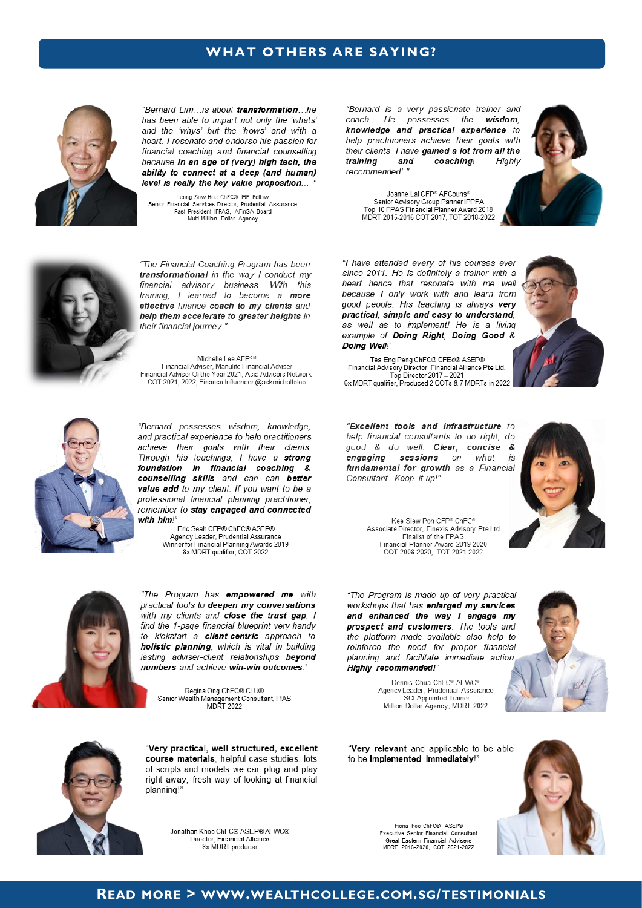## WHAT OTHERS ARE SAYING?

*"Bernard Lim…is about **transformation**…he has been able to impart not only the 'whats' and the 'whys' but the 'hows' and with a heart. I resonate and endorse his passion for financial coaching and financial counselling because **in an age of (very) high tech, the ability to connect at a deep (and human) level is really the key value proposition**… "*

Leong Sow Hoe ChFC® IBF Fellow
Senior Financial Services Director, Prudential Assurance
Past President IFPAS, AFinSA Board
Multi-Million Dollar Agency

*"Bernard is a very passionate trainer and coach. He possesses the **wisdom, knowledge and practical experience** to help practitioners achieve their goals with their clients. I have **gained a lot from all the training and coaching**! Highly recommended!."*

Joanne Lai CFP® AFCouns®
Senior Advisory Group Partner IPPFA
Top 10 FPAS Financial Planner Award 2018
MDRT 2015-2016 COT 2017, TOT 2018-2022

*"The Financial Coaching Program has been **transformational** in the way I conduct my financial advisory business. With this training, I learned to become a **more effective** finance **coach to my clients** and **help them accelerate to greater heights** in their financial journey."*

Michelle Lee AFP^SM
Financial Adviser, Manulife Financial Adviser
Financial Adviser Of the Year 2021, Asia Advisors Network
COT 2021, 2022, Finance Influencer @askmichellelee

*"I have attended every of his courses ever since 2011. He is definitely a trainer with a heart hence that resonate with me well because I only work with and learn from good people. His teaching is always **very practical, simple and easy to understand**, as well as to implement! He is a living example of **Doing Right, Doing Good & Doing Well**!"*

Tea Eng Peng ChFC® CFEd® ASEP®
Financial Advisory Director, Financial Alliance Pte Ltd.
Top Director 2017 – 2021
6x MDRT qualifier, Produced 2 COTs & 7 MDRTs in 2022

*"Bernard possesses wisdom, knowledge, and practical experience to help practitioners achieve their goals with their clients. Through his teachings, I have a **strong foundation in financial coaching & counselling skills** and can can **better value add** to my client. If you want to be a professional financial planning practitioner, remember to **stay engaged and connected with him**!"*

Eric Seah CFP® ChFC® ASEP®
Agency Leader, Prudential Assurance
Winner for Financial Planning Awards 2019
8x MDRT qualifier, COT 2022

*"**Excellent tools and infrastructure** to help financial consultants to do right, do good & do well. **Clear, concise & engaging sessions** on what is **fundamental for growth** as a Financial Consultant. Keep it up!"*

Kee Siew Poh CFP® ChFC®
Associate Director, Finexis Advisory Pte Ltd
Finalist of the FPAS
Financial Planner Award 2019-2020
COT 2008-2020, TOT 2021-2022

*"The Program has **empowered me** with practical tools to **deepen my conversations** with my clients and **close the trust gap**. I find the 1-page financial blueprint very handy to kickstart a **client-centric** approach to **holistic planning**, which is vital in building lasting adviser-client relationships **beyond numbers** and achieve **win-win outcomes**."*

Regina Ong ChFC® CLU®
Senior Wealth Management Consultant, PIAS
MDRT 2022

*"The Program is made up of very practical workshops that has **enlarged my services and enhanced the way I engage my prospect and customers**. The tools and the platform made available also help to reinforce the need for proper financial planning and facilitate immediate action. **Highly recommended!**"*

Dennis Chua ChFC® AFWC®
Agency Leader, Prudential Assurance
SCI Appointed Trainer
Million Dollar Agency, MDRT 2022

"**Very practical, well structured, excellent course materials**, helpful case studies, lots of scripts and models we can plug and play right away, fresh way of looking at financial planning!"

Jonathan Khoo ChFC® ASEP® AFWC®
Director, Financial Alliance
8x MDRT producer

"**Very relevant** and applicable to be able to be **implemented immediately**!"

Fiona Foo ChFC® ASEP®
Executive Senior Financial Consultant
Great Eastern Financial Advisers
MDRT 2016-2020, COT 2021-2022

**READ MORE > WWW.WEALTHCOLLEGE.COM.SG/TESTIMONIALS**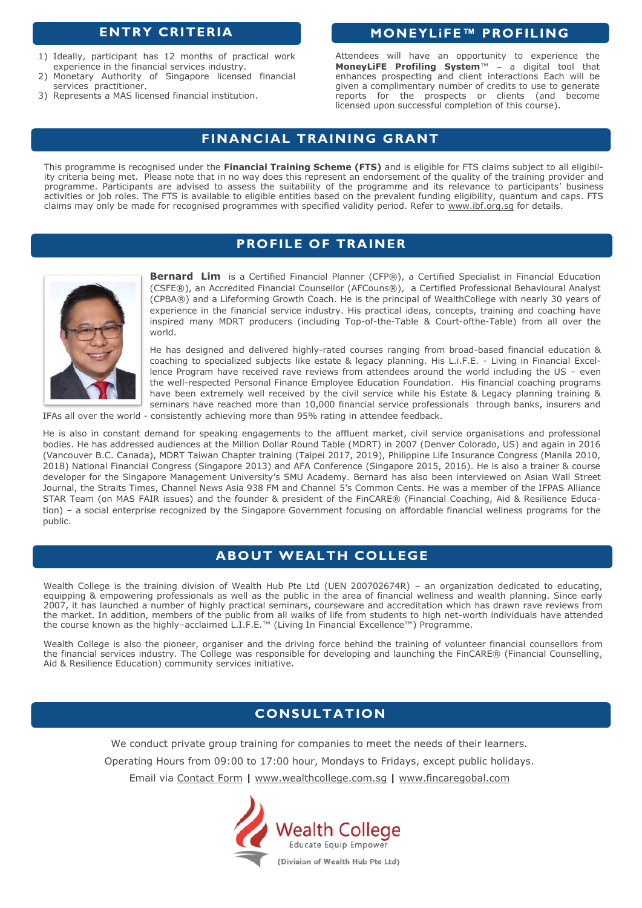## ENTRY CRITERIA

1) Ideally, participant has 12 months of practical work experience in the financial services industry.
2) Monetary Authority of Singapore licensed financial services practitioner.
3) Represents a MAS licensed financial institution.

## MONEYLiFE™ PROFILING

Attendees will have an opportunity to experience the **MoneyLiFE Profiling System**™ – a digital tool that enhances prospecting and client interactions Each will be given a complimentary number of credits to use to generate reports for the prospects or clients (and become licensed upon successful completion of this course).

## FINANCIAL TRAINING GRANT

This programme is recognised under the **Financial Training Scheme (FTS)** and is eligible for FTS claims subject to all eligibility criteria being met. Please note that in no way does this represent an endorsement of the quality of the training provider and programme. Participants are advised to assess the suitability of the programme and its relevance to participants' business activities or job roles. The FTS is available to eligible entities based on the prevalent funding eligibility, quantum and caps. FTS claims may only be made for recognised programmes with specified validity period. Refer to www.ibf.org.sg for details.

## PROFILE OF TRAINER

**Bernard Lim** is a Certified Financial Planner (CFP®), a Certified Specialist in Financial Education (CSFE®), an Accredited Financial Counsellor (AFCouns®), a Certified Professional Behavioural Analyst (CPBA®) and a Lifeforming Growth Coach. He is the principal of WealthCollege with nearly 30 years of experience in the financial service industry. His practical ideas, concepts, training and coaching have inspired many MDRT producers (including Top-of-the-Table & Court-ofthe-Table) from all over the world.

He has designed and delivered highly-rated courses ranging from broad-based financial education & coaching to specialized subjects like estate & legacy planning. His L.i.F.E. - Living in Financial Excellence Program have received rave reviews from attendees around the world including the US – even the well-respected Personal Finance Employee Education Foundation. His financial coaching programs have been extremely well received by the civil service while his Estate & Legacy planning training & seminars have reached more than 10,000 financial service professionals through banks, insurers and IFAs all over the world - consistently achieving more than 95% rating in attendee feedback.

He is also in constant demand for speaking engagements to the affluent market, civil service organisations and professional bodies. He has addressed audiences at the Million Dollar Round Table (MDRT) in 2007 (Denver Colorado, US) and again in 2016 (Vancouver B.C. Canada), MDRT Taiwan Chapter training (Taipei 2017, 2019), Philippine Life Insurance Congress (Manila 2010, 2018) National Financial Congress (Singapore 2013) and AFA Conference (Singapore 2015, 2016). He is also a trainer & course developer for the Singapore Management University's SMU Academy. Bernard has also been interviewed on Asian Wall Street Journal, the Straits Times, Channel News Asia 938 FM and Channel 5's Common Cents. He was a member of the IFPAS Alliance STAR Team (on MAS FAIR issues) and the founder & president of the FinCARE® (Financial Coaching, Aid & Resilience Education) – a social enterprise recognized by the Singapore Government focusing on affordable financial wellness programs for the public.

## ABOUT WEALTH COLLEGE

Wealth College is the training division of Wealth Hub Pte Ltd (UEN 200702674R) – an organization dedicated to educating, equipping & empowering professionals as well as the public in the area of financial wellness and wealth planning. Since early 2007, it has launched a number of highly practical seminars, courseware and accreditation which has drawn rave reviews from the market. In addition, members of the public from all walks of life from students to high net-worth individuals have attended the course known as the highly–acclaimed L.I.F.E.™ (Living In Financial Excellence™) Programme.

Wealth College is also the pioneer, organiser and the driving force behind the training of volunteer financial counsellors from the financial services industry. The College was responsible for developing and launching the FinCARE® (Financial Counselling, Aid & Resilience Education) community services initiative.

## CONSULTATION

We conduct private group training for companies to meet the needs of their learners.

Operating Hours from 09:00 to 17:00 hour, Mondays to Fridays, except public holidays.

Email via Contact Form | www.wealthcollege.com.sg | www.fincaregobal.com

Wealth College
Educate Equip Empower
(Division of Wealth Hub Pte Ltd)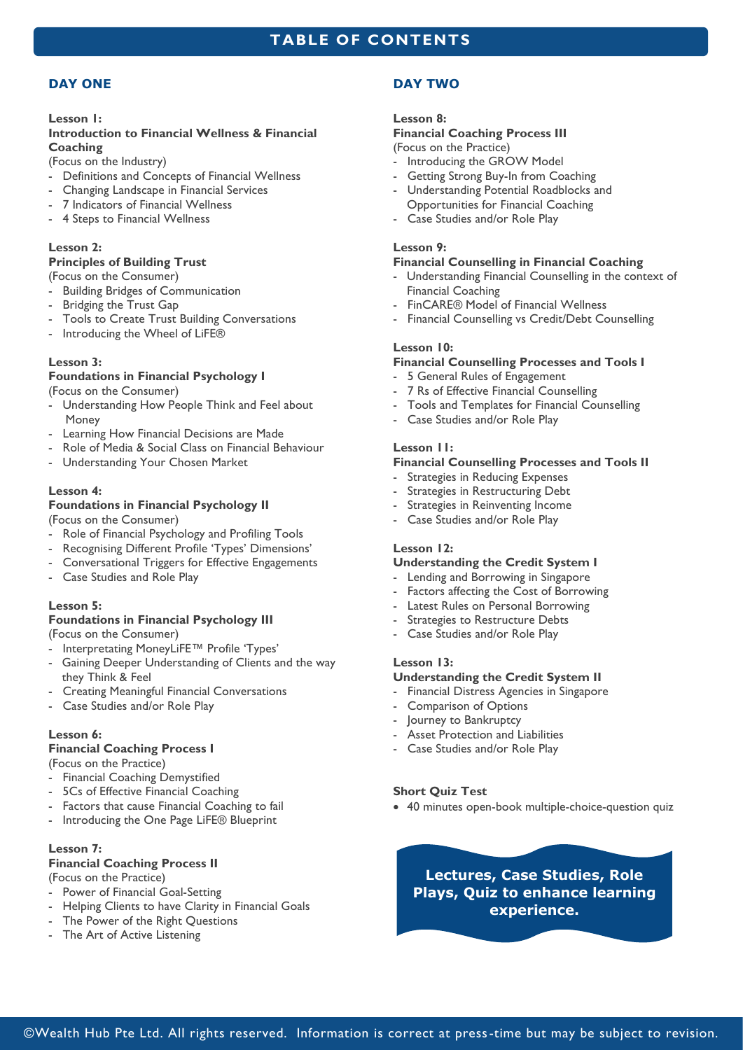# TABLE OF CONTENTS

## DAY ONE

**Lesson 1:**
**Introduction to Financial Wellness & Financial Coaching**
(Focus on the Industry)
- Definitions and Concepts of Financial Wellness
- Changing Landscape in Financial Services
- 7 Indicators of Financial Wellness
- 4 Steps to Financial Wellness

**Lesson 2:**
**Principles of Building Trust**
(Focus on the Consumer)
- Building Bridges of Communication
- Bridging the Trust Gap
- Tools to Create Trust Building Conversations
- Introducing the Wheel of LiFE®

**Lesson 3:**
**Foundations in Financial Psychology I**
(Focus on the Consumer)
- Understanding How People Think and Feel about Money
- Learning How Financial Decisions are Made
- Role of Media & Social Class on Financial Behaviour
- Understanding Your Chosen Market

**Lesson 4:**
**Foundations in Financial Psychology II**
(Focus on the Consumer)
- Role of Financial Psychology and Profiling Tools
- Recognising Different Profile 'Types' Dimensions'
- Conversational Triggers for Effective Engagements
- Case Studies and Role Play

**Lesson 5:**
**Foundations in Financial Psychology III**
(Focus on the Consumer)
- Interpretating MoneyLiFE™ Profile 'Types'
- Gaining Deeper Understanding of Clients and the way they Think & Feel
- Creating Meaningful Financial Conversations
- Case Studies and/or Role Play

**Lesson 6:**
**Financial Coaching Process I**
(Focus on the Practice)
- Financial Coaching Demystified
- 5Cs of Effective Financial Coaching
- Factors that cause Financial Coaching to fail
- Introducing the One Page LiFE® Blueprint

**Lesson 7:**
**Financial Coaching Process II**
(Focus on the Practice)
- Power of Financial Goal-Setting
- Helping Clients to have Clarity in Financial Goals
- The Power of the Right Questions
- The Art of Active Listening

## DAY TWO

**Lesson 8:**
**Financial Coaching Process III**
(Focus on the Practice)
- Introducing the GROW Model
- Getting Strong Buy-In from Coaching
- Understanding Potential Roadblocks and Opportunities for Financial Coaching
- Case Studies and/or Role Play

**Lesson 9:**
**Financial Counselling in Financial Coaching**
- Understanding Financial Counselling in the context of Financial Coaching
- FinCARE® Model of Financial Wellness
- Financial Counselling vs Credit/Debt Counselling

**Lesson 10:**
**Financial Counselling Processes and Tools I**
- 5 General Rules of Engagement
- 7 Rs of Effective Financial Counselling
- Tools and Templates for Financial Counselling
- Case Studies and/or Role Play

**Lesson 11:**
**Financial Counselling Processes and Tools II**
- Strategies in Reducing Expenses
- Strategies in Restructuring Debt
- Strategies in Reinventing Income
- Case Studies and/or Role Play

**Lesson 12:**
**Understanding the Credit System I**
- Lending and Borrowing in Singapore
- Factors affecting the Cost of Borrowing
- Latest Rules on Personal Borrowing
- Strategies to Restructure Debts
- Case Studies and/or Role Play

**Lesson 13:**
**Understanding the Credit System II**
- Financial Distress Agencies in Singapore
- Comparison of Options
- Journey to Bankruptcy
- Asset Protection and Liabilities
- Case Studies and/or Role Play

**Short Quiz Test**
- 40 minutes open-book multiple-choice-question quiz

**Lectures, Case Studies, Role Plays, Quiz to enhance learning experience.**

©Wealth Hub Pte Ltd. All rights reserved. Information is correct at press-time but may be subject to revision.